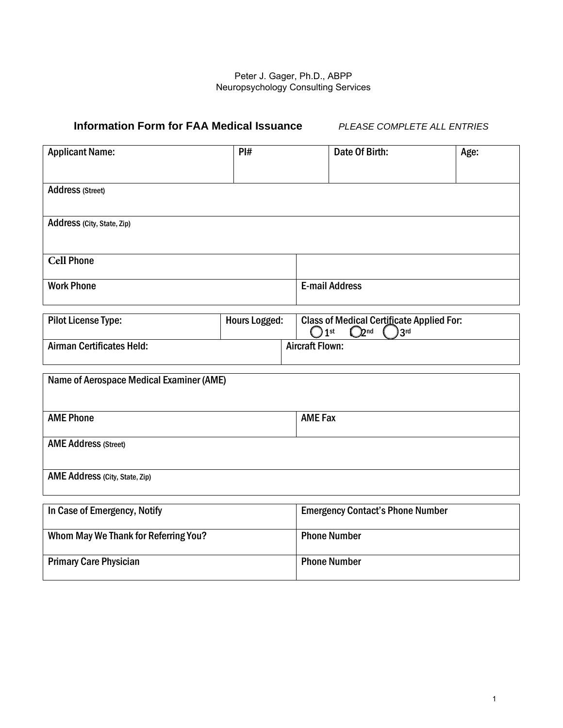Peter J. Gager, Ph.D., ABPP
Neuropsychology Consulting Services

## Information Form for FAA Medical Issuance

*PLEASE COMPLETE ALL ENTRIES*

| Applicant Name: | PI# | Date Of Birth: | Age: |
|---|---|---|---|
| Address (Street) | | | |
| Address (City, State, Zip) | | | |

| Cell Phone | |
|---|---|
| Work Phone | E-mail Address |

| Pilot License Type: | Hours Logged: | Class of Medical Certificate Applied For: ◯ 1st ◯ 2nd ◯ 3rd |
|---|---|---|
| Airman Certificates Held: | Aircraft Flown: | |

| Name of Aerospace Medical Examiner (AME) | |
|---|---|
| AME Phone | AME Fax |
| AME Address (Street) | |
| AME Address (City, State, Zip) | |

| In Case of Emergency, Notify | Emergency Contact's Phone Number |
|---|---|
| Whom May We Thank for Referring You? | Phone Number |
| Primary Care Physician | Phone Number |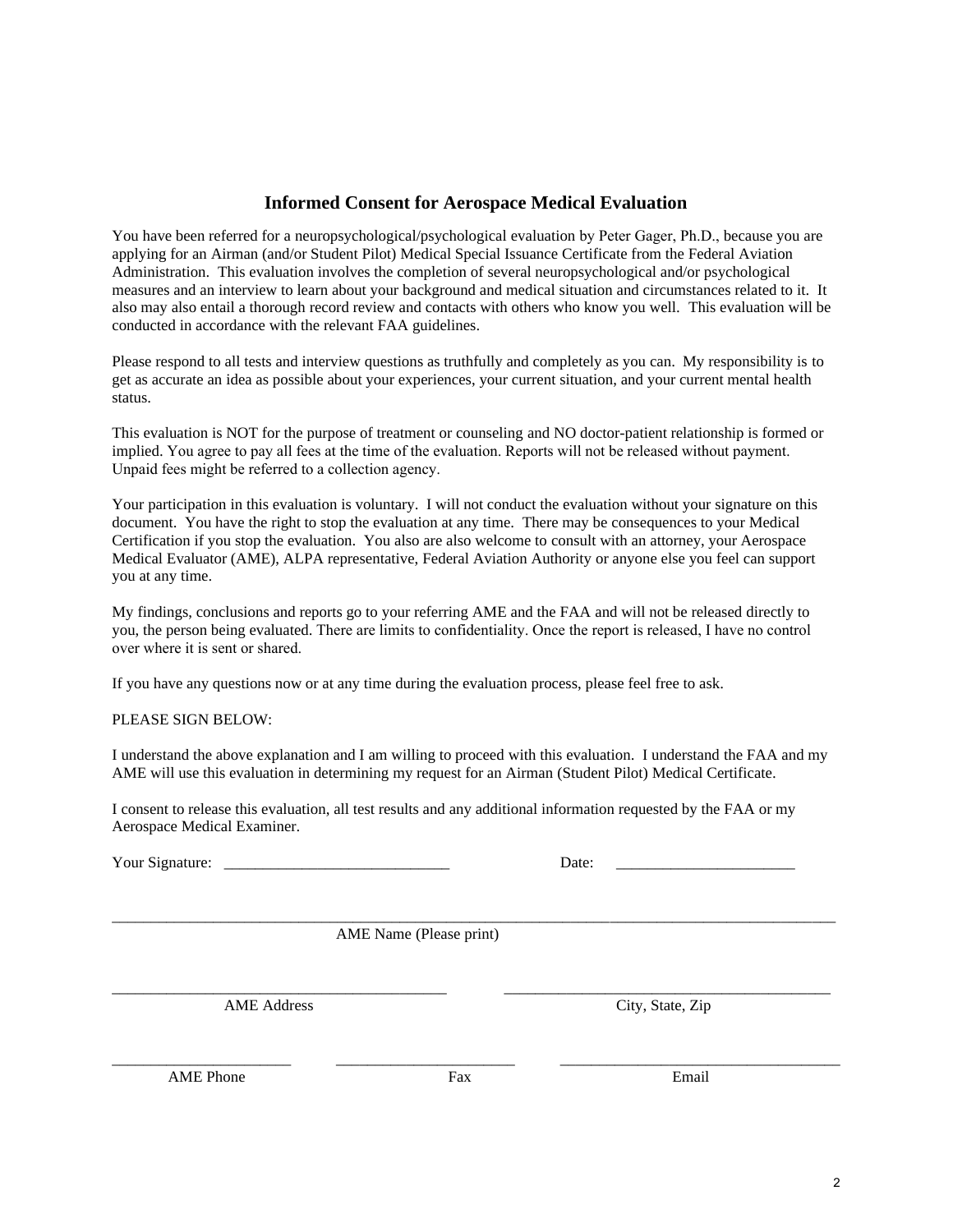## Informed Consent for Aerospace Medical Evaluation

You have been referred for a neuropsychological/psychological evaluation by Peter Gager, Ph.D., because you are applying for an Airman (and/or Student Pilot) Medical Special Issuance Certificate from the Federal Aviation Administration. This evaluation involves the completion of several neuropsychological and/or psychological measures and an interview to learn about your background and medical situation and circumstances related to it. It also may also entail a thorough record review and contacts with others who know you well. This evaluation will be conducted in accordance with the relevant FAA guidelines.

Please respond to all tests and interview questions as truthfully and completely as you can. My responsibility is to get as accurate an idea as possible about your experiences, your current situation, and your current mental health status.

This evaluation is NOT for the purpose of treatment or counseling and NO doctor-patient relationship is formed or implied. You agree to pay all fees at the time of the evaluation. Reports will not be released without payment. Unpaid fees might be referred to a collection agency.

Your participation in this evaluation is voluntary. I will not conduct the evaluation without your signature on this document. You have the right to stop the evaluation at any time. There may be consequences to your Medical Certification if you stop the evaluation. You also are also welcome to consult with an attorney, your Aerospace Medical Evaluator (AME), ALPA representative, Federal Aviation Authority or anyone else you feel can support you at any time.

My findings, conclusions and reports go to your referring AME and the FAA and will not be released directly to you, the person being evaluated. There are limits to confidentiality. Once the report is released, I have no control over where it is sent or shared.

If you have any questions now or at any time during the evaluation process, please feel free to ask.

PLEASE SIGN BELOW:

I understand the above explanation and I am willing to proceed with this evaluation. I understand the FAA and my AME will use this evaluation in determining my request for an Airman (Student Pilot) Medical Certificate.

I consent to release this evaluation, all test results and any additional information requested by the FAA or my Aerospace Medical Examiner.

Your Signature: _____________________________ Date: _______________________

_____________________________________________________________________________

AME Name (Please print)

___________________________________________ ___________________________________________

AME Address City, State, Zip

_______________________ _______________________ ____________________________________

AME Phone Fax Email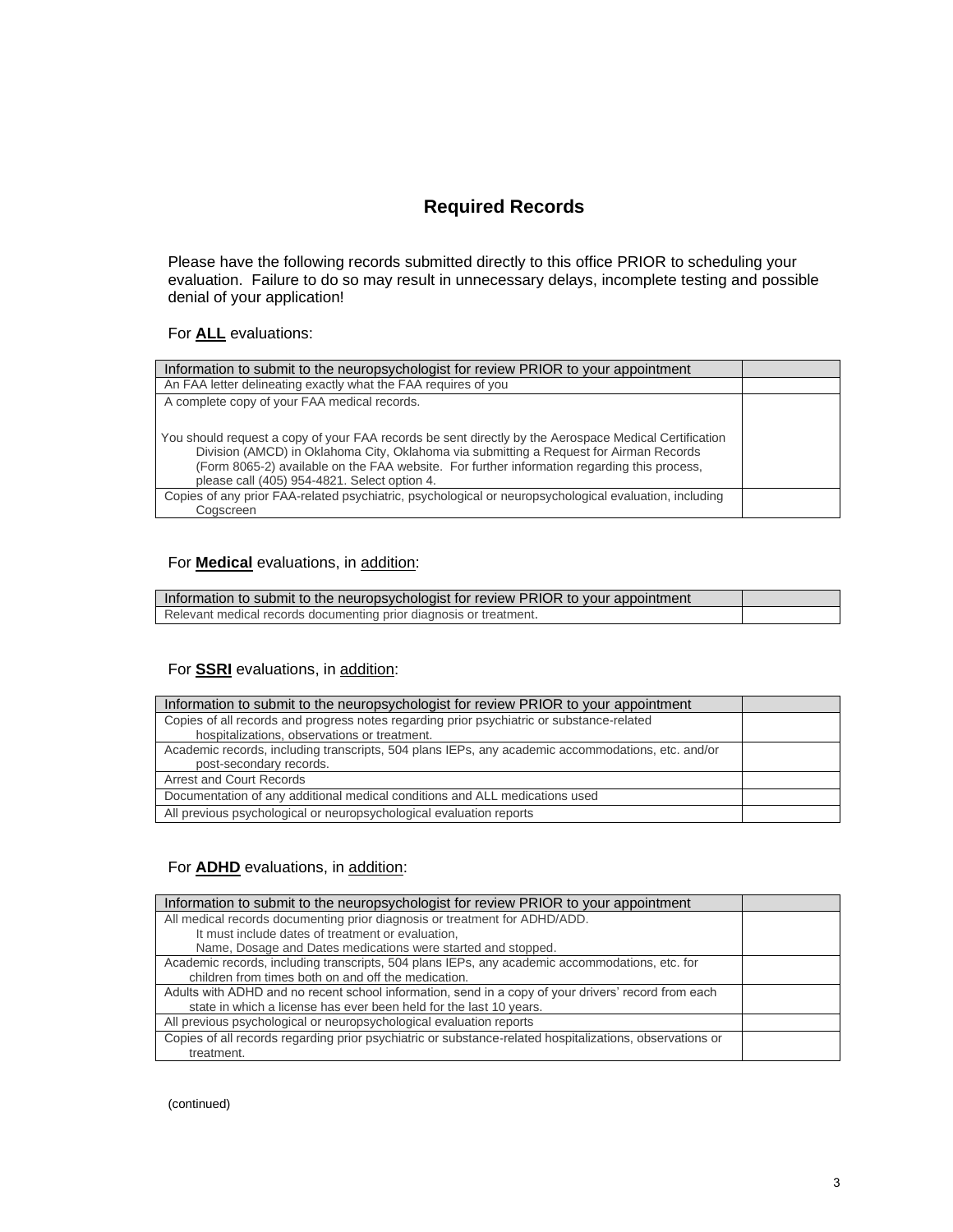# Required Records

Please have the following records submitted directly to this office PRIOR to scheduling your evaluation. Failure to do so may result in unnecessary delays, incomplete testing and possible denial of your application!

For **ALL** evaluations:

| Information to submit to the neuropsychologist for review PRIOR to your appointment | |
|---|---|
| An FAA letter delineating exactly what the FAA requires of you | |
| A complete copy of your FAA medical records.<br><br>You should request a copy of your FAA records be sent directly by the Aerospace Medical Certification Division (AMCD) in Oklahoma City, Oklahoma via submitting a Request for Airman Records (Form 8065-2) available on the FAA website. For further information regarding this process, please call (405) 954-4821. Select option 4. | |
| Copies of any prior FAA-related psychiatric, psychological or neuropsychological evaluation, including Cogscreen | |

For **Medical** evaluations, in addition:

| Information to submit to the neuropsychologist for review PRIOR to your appointment | |
|---|---|
| Relevant medical records documenting prior diagnosis or treatment. | |

For **SSRI** evaluations, in addition:

| Information to submit to the neuropsychologist for review PRIOR to your appointment | |
|---|---|
| Copies of all records and progress notes regarding prior psychiatric or substance-related hospitalizations, observations or treatment. | |
| Academic records, including transcripts, 504 plans IEPs, any academic accommodations, etc. and/or post-secondary records. | |
| Arrest and Court Records | |
| Documentation of any additional medical conditions and ALL medications used | |
| All previous psychological or neuropsychological evaluation reports | |

For **ADHD** evaluations, in addition:

| Information to submit to the neuropsychologist for review PRIOR to your appointment | |
|---|---|
| All medical records documenting prior diagnosis or treatment for ADHD/ADD.<br>It must include dates of treatment or evaluation,<br>Name, Dosage and Dates medications were started and stopped. | |
| Academic records, including transcripts, 504 plans IEPs, any academic accommodations, etc. for children from times both on and off the medication. | |
| Adults with ADHD and no recent school information, send in a copy of your drivers' record from each state in which a license has ever been held for the last 10 years. | |
| All previous psychological or neuropsychological evaluation reports | |
| Copies of all records regarding prior psychiatric or substance-related hospitalizations, observations or treatment. | |

(continued)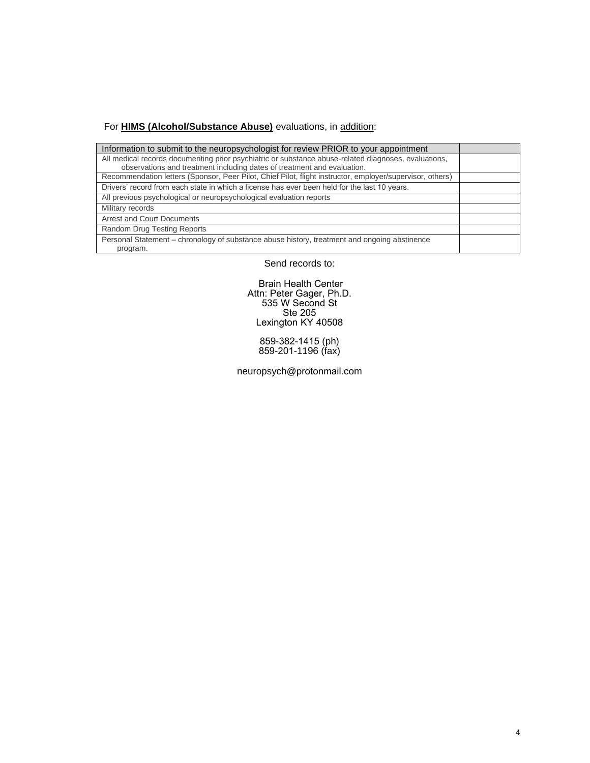For **HIMS (Alcohol/Substance Abuse)** evaluations, in addition:

| Information to submit to the neuropsychologist for review PRIOR to your appointment | |
|---|---|
| All medical records documenting prior psychiatric or substance abuse-related diagnoses, evaluations, observations and treatment including dates of treatment and evaluation. | |
| Recommendation letters (Sponsor, Peer Pilot, Chief Pilot, flight instructor, employer/supervisor, others) | |
| Drivers' record from each state in which a license has ever been held for the last 10 years. | |
| All previous psychological or neuropsychological evaluation reports | |
| Military records | |
| Arrest and Court Documents | |
| Random Drug Testing Reports | |
| Personal Statement – chronology of substance abuse history, treatment and ongoing abstinence program. | |

Send records to:

Brain Health Center
Attn: Peter Gager, Ph.D.
535 W Second St
Ste 205
Lexington KY 40508

859-382-1415 (ph)
859-201-1196 (fax)

neuropsych@protonmail.com